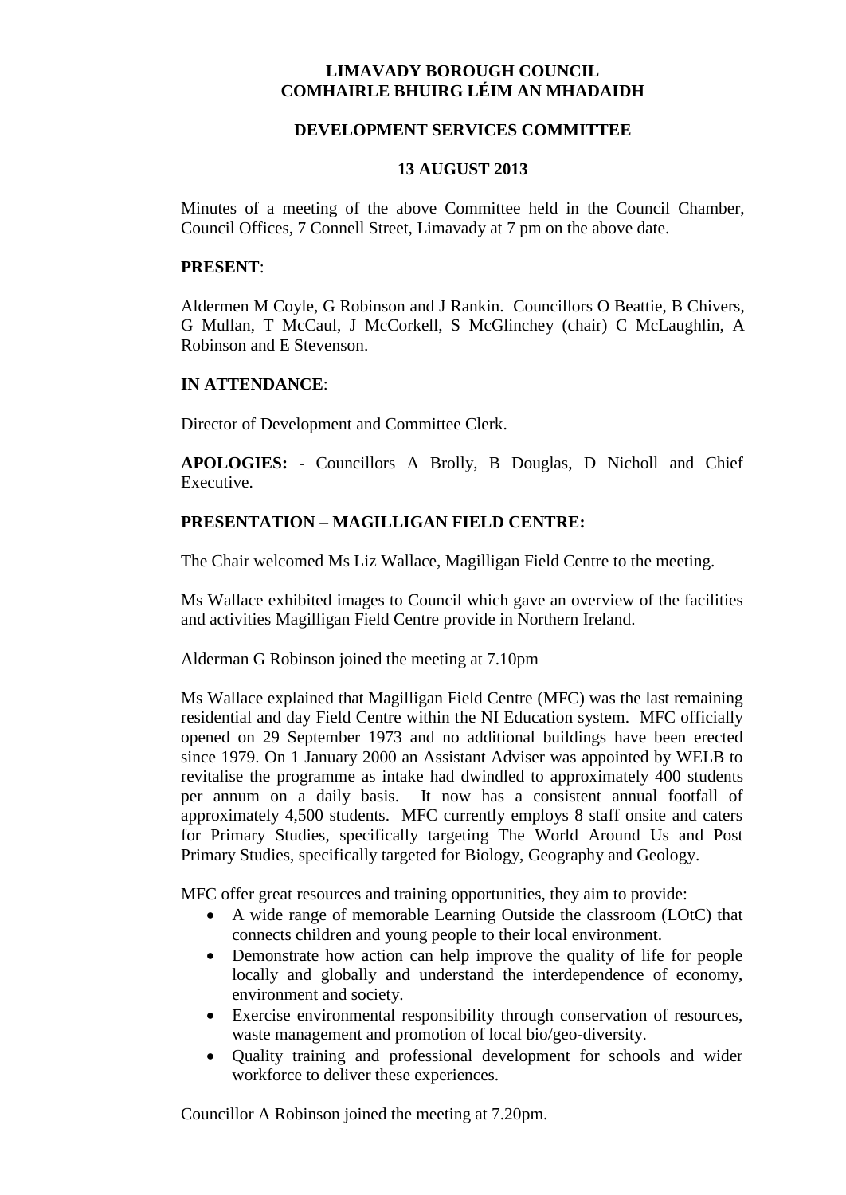# LIMAVADY BOROUGH COUNCIL
# COMHAIRLE BHUIRG LÉIM AN MHADAIDH

## DEVELOPMENT SERVICES COMMITTEE

## 13 AUGUST 2013

Minutes of a meeting of the above Committee held in the Council Chamber, Council Offices, 7 Connell Street, Limavady at 7 pm on the above date.

**PRESENT**:

Aldermen M Coyle, G Robinson and J Rankin. Councillors O Beattie, B Chivers, G Mullan, T McCaul, J McCorkell, S McGlinchey (chair) C McLaughlin, A Robinson and E Stevenson.

**IN ATTENDANCE**:

Director of Development and Committee Clerk.

**APOLOGIES: -** Councillors A Brolly, B Douglas, D Nicholl and Chief Executive.

**PRESENTATION – MAGILLIGAN FIELD CENTRE:**

The Chair welcomed Ms Liz Wallace, Magilligan Field Centre to the meeting.

Ms Wallace exhibited images to Council which gave an overview of the facilities and activities Magilligan Field Centre provide in Northern Ireland.

Alderman G Robinson joined the meeting at 7.10pm

Ms Wallace explained that Magilligan Field Centre (MFC) was the last remaining residential and day Field Centre within the NI Education system. MFC officially opened on 29 September 1973 and no additional buildings have been erected since 1979. On 1 January 2000 an Assistant Adviser was appointed by WELB to revitalise the programme as intake had dwindled to approximately 400 students per annum on a daily basis. It now has a consistent annual footfall of approximately 4,500 students. MFC currently employs 8 staff onsite and caters for Primary Studies, specifically targeting The World Around Us and Post Primary Studies, specifically targeted for Biology, Geography and Geology.

MFC offer great resources and training opportunities, they aim to provide:

- A wide range of memorable Learning Outside the classroom (LOtC) that connects children and young people to their local environment.
- Demonstrate how action can help improve the quality of life for people locally and globally and understand the interdependence of economy, environment and society.
- Exercise environmental responsibility through conservation of resources, waste management and promotion of local bio/geo-diversity.
- Quality training and professional development for schools and wider workforce to deliver these experiences.

Councillor A Robinson joined the meeting at 7.20pm.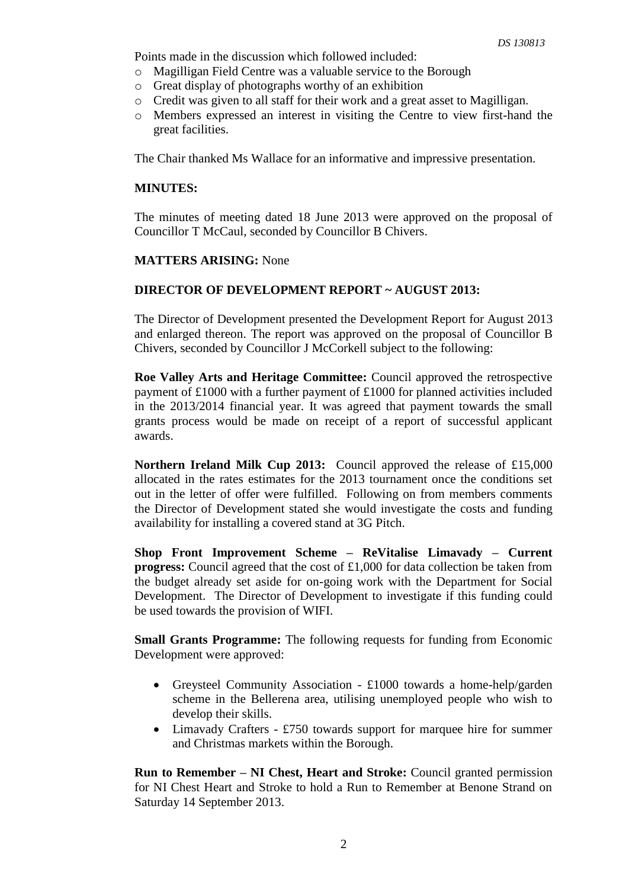Points made in the discussion which followed included:

- Magilligan Field Centre was a valuable service to the Borough
- Great display of photographs worthy of an exhibition
- Credit was given to all staff for their work and a great asset to Magilligan.
- Members expressed an interest in visiting the Centre to view first-hand the great facilities.

The Chair thanked Ms Wallace for an informative and impressive presentation.

**MINUTES:**

The minutes of meeting dated 18 June 2013 were approved on the proposal of Councillor T McCaul, seconded by Councillor B Chivers.

**MATTERS ARISING:** None

**DIRECTOR OF DEVELOPMENT REPORT ~ AUGUST 2013:**

The Director of Development presented the Development Report for August 2013 and enlarged thereon. The report was approved on the proposal of Councillor B Chivers, seconded by Councillor J McCorkell subject to the following:

**Roe Valley Arts and Heritage Committee:** Council approved the retrospective payment of £1000 with a further payment of £1000 for planned activities included in the 2013/2014 financial year. It was agreed that payment towards the small grants process would be made on receipt of a report of successful applicant awards.

**Northern Ireland Milk Cup 2013:** Council approved the release of £15,000 allocated in the rates estimates for the 2013 tournament once the conditions set out in the letter of offer were fulfilled. Following on from members comments the Director of Development stated she would investigate the costs and funding availability for installing a covered stand at 3G Pitch.

**Shop Front Improvement Scheme – ReVitalise Limavady – Current progress:** Council agreed that the cost of £1,000 for data collection be taken from the budget already set aside for on-going work with the Department for Social Development. The Director of Development to investigate if this funding could be used towards the provision of WIFI.

**Small Grants Programme:** The following requests for funding from Economic Development were approved:

- Greysteel Community Association - £1000 towards a home-help/garden scheme in the Bellerena area, utilising unemployed people who wish to develop their skills.
- Limavady Crafters - £750 towards support for marquee hire for summer and Christmas markets within the Borough.

**Run to Remember – NI Chest, Heart and Stroke:** Council granted permission for NI Chest Heart and Stroke to hold a Run to Remember at Benone Strand on Saturday 14 September 2013.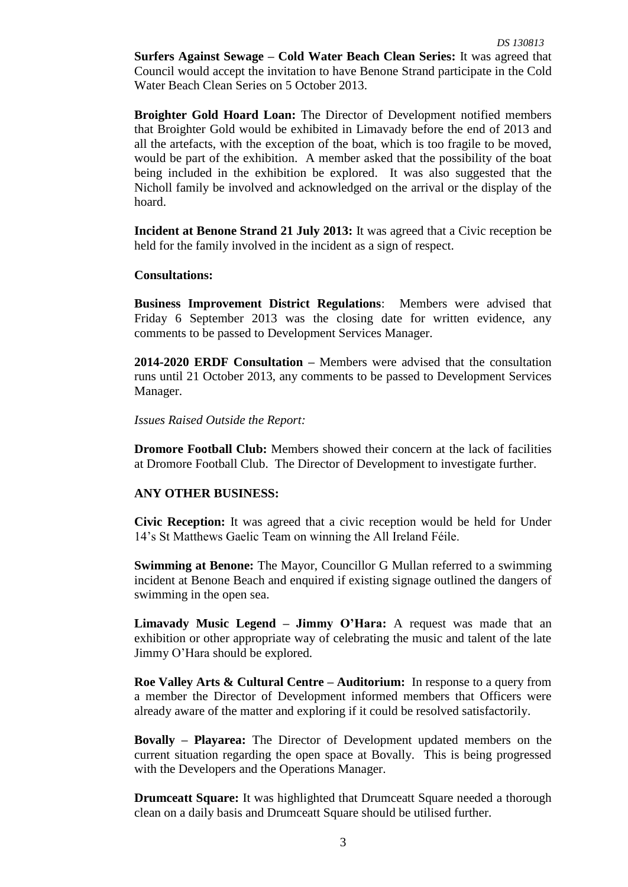**Surfers Against Sewage – Cold Water Beach Clean Series:** It was agreed that Council would accept the invitation to have Benone Strand participate in the Cold Water Beach Clean Series on 5 October 2013.

**Broighter Gold Hoard Loan:** The Director of Development notified members that Broighter Gold would be exhibited in Limavady before the end of 2013 and all the artefacts, with the exception of the boat, which is too fragile to be moved, would be part of the exhibition. A member asked that the possibility of the boat being included in the exhibition be explored. It was also suggested that the Nicholl family be involved and acknowledged on the arrival or the display of the hoard.

**Incident at Benone Strand 21 July 2013:** It was agreed that a Civic reception be held for the family involved in the incident as a sign of respect.

**Consultations:**

**Business Improvement District Regulations**: Members were advised that Friday 6 September 2013 was the closing date for written evidence, any comments to be passed to Development Services Manager.

**2014-2020 ERDF Consultation –** Members were advised that the consultation runs until 21 October 2013, any comments to be passed to Development Services Manager.

*Issues Raised Outside the Report:*

**Dromore Football Club:** Members showed their concern at the lack of facilities at Dromore Football Club. The Director of Development to investigate further.

**ANY OTHER BUSINESS:**

**Civic Reception:** It was agreed that a civic reception would be held for Under 14's St Matthews Gaelic Team on winning the All Ireland Féile.

**Swimming at Benone:** The Mayor, Councillor G Mullan referred to a swimming incident at Benone Beach and enquired if existing signage outlined the dangers of swimming in the open sea.

**Limavady Music Legend – Jimmy O'Hara:** A request was made that an exhibition or other appropriate way of celebrating the music and talent of the late Jimmy O'Hara should be explored.

**Roe Valley Arts & Cultural Centre – Auditorium:** In response to a query from a member the Director of Development informed members that Officers were already aware of the matter and exploring if it could be resolved satisfactorily.

**Bovally – Playarea:** The Director of Development updated members on the current situation regarding the open space at Bovally. This is being progressed with the Developers and the Operations Manager.

**Drumceatt Square:** It was highlighted that Drumceatt Square needed a thorough clean on a daily basis and Drumceatt Square should be utilised further.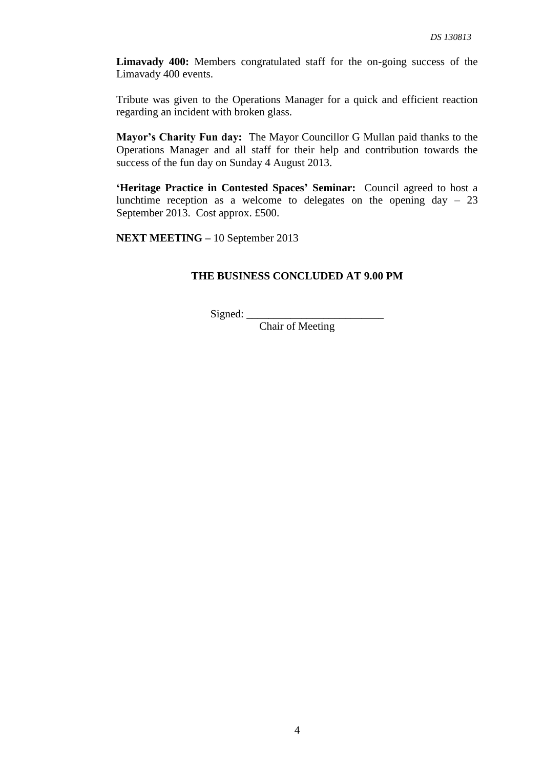**Limavady 400:** Members congratulated staff for the on-going success of the Limavady 400 events.

Tribute was given to the Operations Manager for a quick and efficient reaction regarding an incident with broken glass.

**Mayor's Charity Fun day:** The Mayor Councillor G Mullan paid thanks to the Operations Manager and all staff for their help and contribution towards the success of the fun day on Sunday 4 August 2013.

**'Heritage Practice in Contested Spaces' Seminar:** Council agreed to host a lunchtime reception as a welcome to delegates on the opening day – 23 September 2013. Cost approx. £500.

**NEXT MEETING –** 10 September 2013

**THE BUSINESS CONCLUDED AT 9.00 PM**

Signed: _________________________

Chair of Meeting